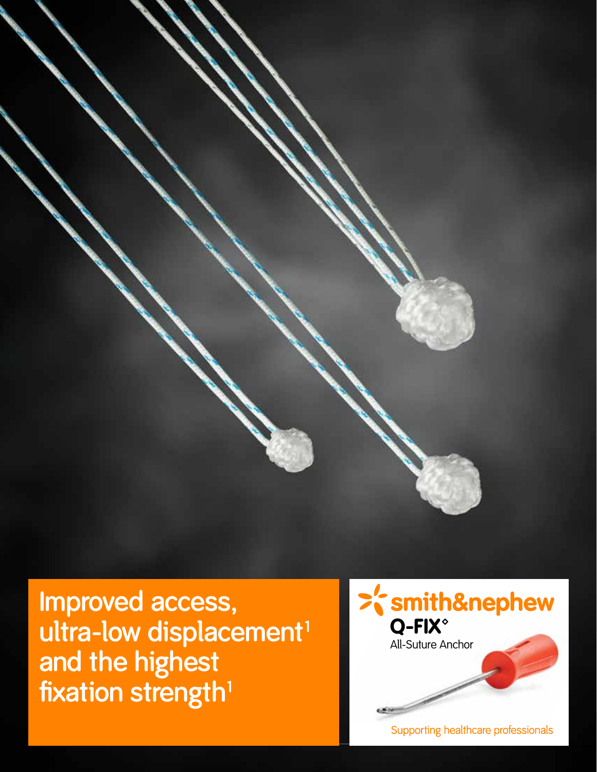# Improved access, ultra-low displacement[1] and the highest fixation strength[1]

smith&nephew

**Q-FIX°**

All-Suture Anchor

Supporting healthcare professionals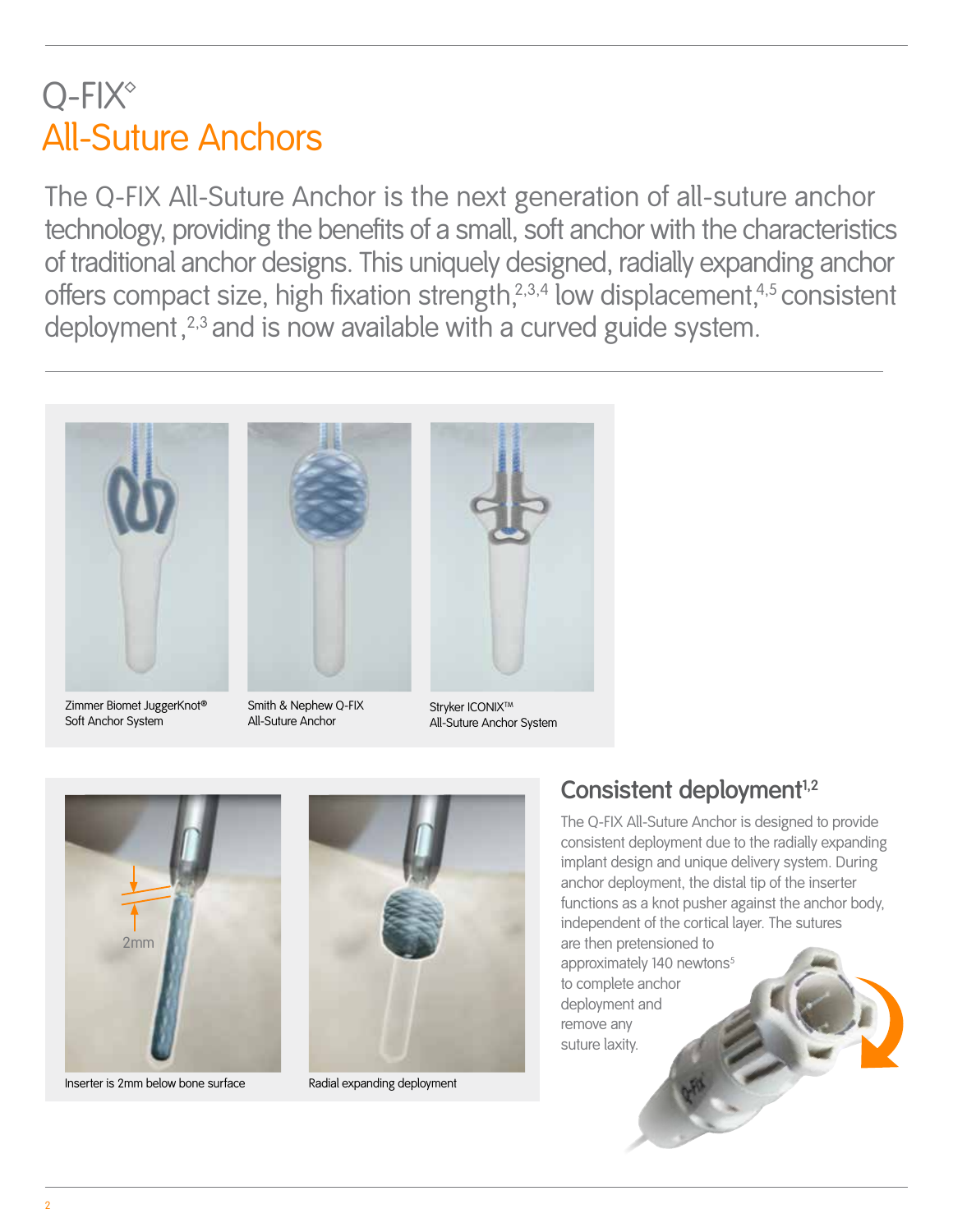# Q-FIX◊
## All-Suture Anchors

The Q-FIX All-Suture Anchor is the next generation of all-suture anchor technology, providing the benefits of a small, soft anchor with the characteristics of traditional anchor designs. This uniquely designed, radially expanding anchor offers compact size, high fixation strength,[2,3,4] low displacement,[4,5] consistent deployment,[2,3] and is now available with a curved guide system.

Zimmer Biomet JuggerKnot® Soft Anchor System

Smith & Nephew Q-FIX All-Suture Anchor

Stryker ICONIX™ All-Suture Anchor System

2mm

Inserter is 2mm below bone surface

Radial expanding deployment

### Consistent deployment[1,2]

The Q-FIX All-Suture Anchor is designed to provide consistent deployment due to the radially expanding implant design and unique delivery system. During anchor deployment, the distal tip of the inserter functions as a knot pusher against the anchor body, independent of the cortical layer. The sutures are then pretensioned to approximately 140 newtons[5] to complete anchor deployment and remove any suture laxity.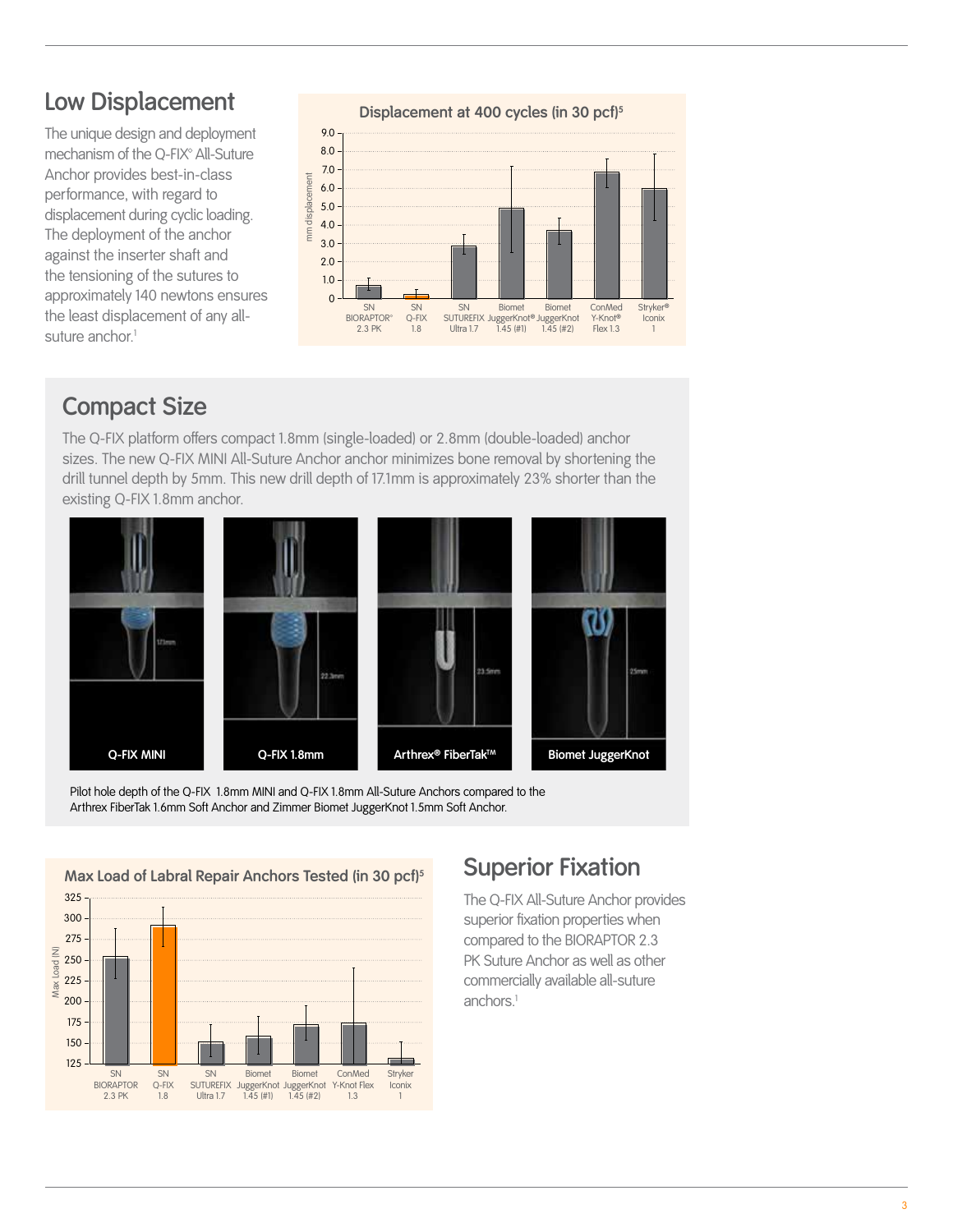## Low Displacement

The unique design and deployment mechanism of the Q-FIX® All-Suture Anchor provides best-in-class performance, with regard to displacement during cyclic loading. The deployment of the anchor against the inserter shaft and the tensioning of the sutures to approximately 140 newtons ensures the least displacement of any all-suture anchor.[1]

**Displacement at 400 cycles (in 30 pcf)[5]**

mm displacement: 0 – 9.0

SN BIORAPTOR® 2.3 PK | SN Q-FIX 1.8 | SN SUTUREFIX Ultra 1.7 | Biomet JuggerKnot® 1.45 (#1) | Biomet JuggerKnot 1.45 (#2) | ConMed Y-Knot® Flex 1.3 | Stryker® Iconix 1

## Compact Size

The Q-FIX platform offers compact 1.8mm (single-loaded) or 2.8mm (double-loaded) anchor sizes. The new Q-FIX MINI All-Suture Anchor anchor minimizes bone removal by shortening the drill tunnel depth by 5mm. This new drill depth of 17.1mm is approximately 23% shorter than the existing Q-FIX 1.8mm anchor.

Q-FIX MINI (17.1mm) | Q-FIX 1.8mm (22.3mm) | Arthrex® FiberTak™ (23.5mm) | Biomet JuggerKnot (25mm)

Pilot hole depth of the Q-FIX 1.8mm MINI and Q-FIX 1.8mm All-Suture Anchors compared to the Arthrex FiberTak 1.6mm Soft Anchor and Zimmer Biomet JuggerKnot 1.5mm Soft Anchor.

**Max Load of Labral Repair Anchors Tested (in 30 pcf)[5]**

Max Load (N): 125 – 325

SN BIORAPTOR 2.3 PK | SN Q-FIX 1.8 | SN SUTUREFIX Ultra 1.7 | Biomet JuggerKnot 1.45 (#1) | Biomet JuggerKnot 1.45 (#2) | ConMed Y-Knot Flex 1.3 | Stryker Iconix 1

## Superior Fixation

The Q-FIX All-Suture Anchor provides superior fixation properties when compared to the BIORAPTOR 2.3 PK Suture Anchor as well as other commercially available all-suture anchors.[1]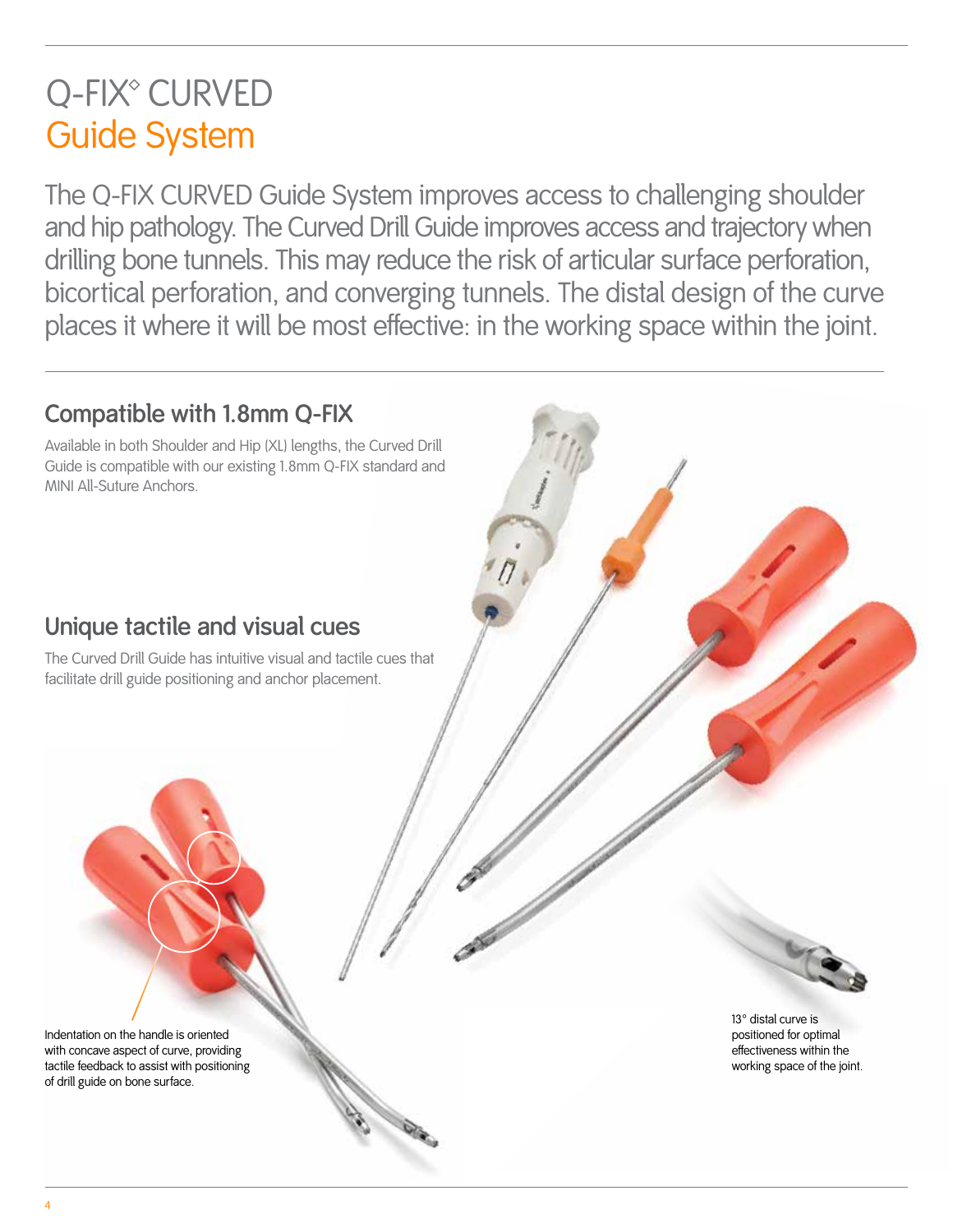# Q-FIX◊ CURVED
# Guide System

The Q-FIX CURVED Guide System improves access to challenging shoulder and hip pathology. The Curved Drill Guide improves access and trajectory when drilling bone tunnels. This may reduce the risk of articular surface perforation, bicortical perforation, and converging tunnels. The distal design of the curve places it where it will be most effective: in the working space within the joint.

## Compatible with 1.8mm Q-FIX

Available in both Shoulder and Hip (XL) lengths, the Curved Drill Guide is compatible with our existing 1.8mm Q-FIX standard and MINI All-Suture Anchors.

## Unique tactile and visual cues

The Curved Drill Guide has intuitive visual and tactile cues that facilitate drill guide positioning and anchor placement.

Indentation on the handle is oriented with concave aspect of curve, providing tactile feedback to assist with positioning of drill guide on bone surface.

13° distal curve is positioned for optimal effectiveness within the working space of the joint.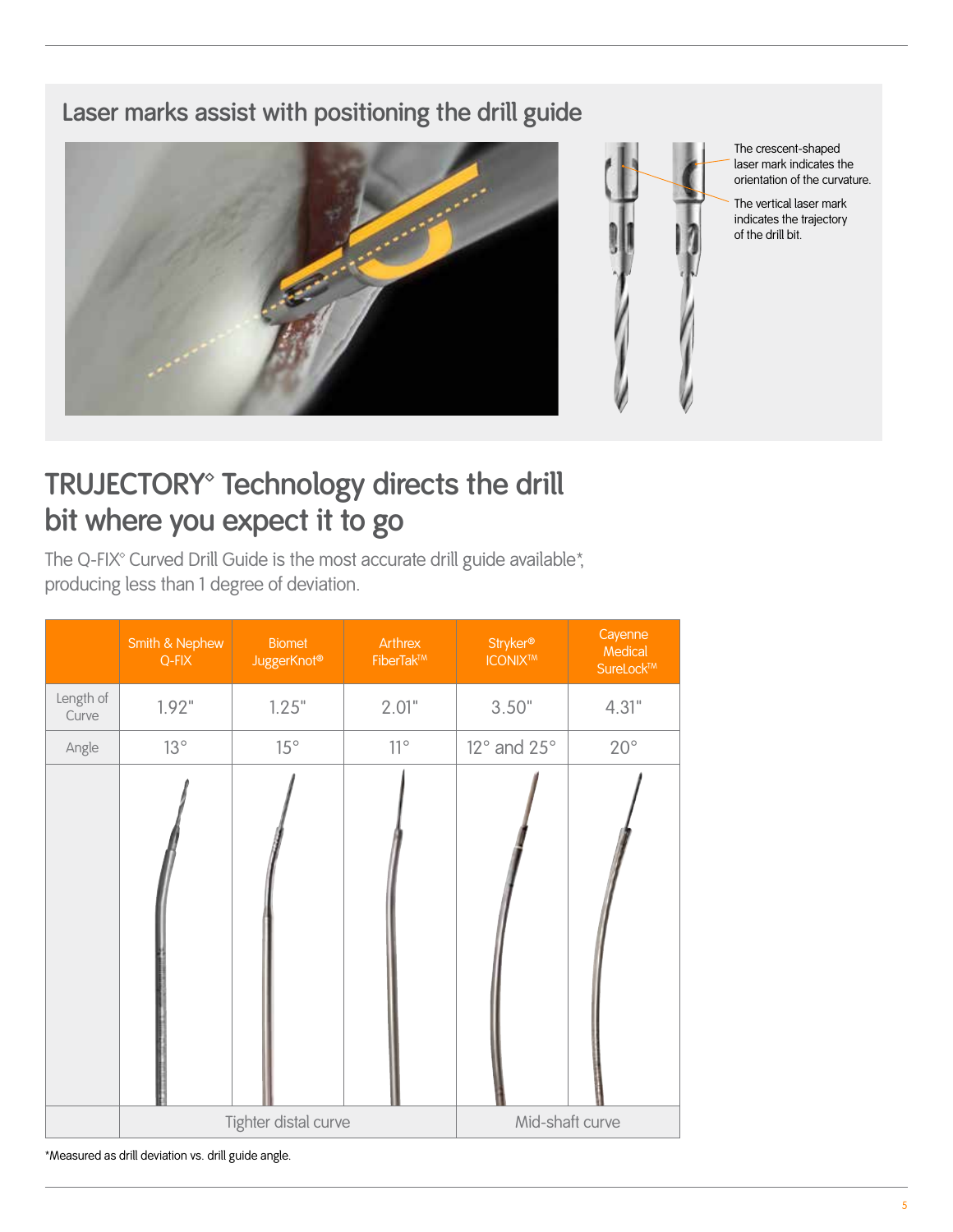## Laser marks assist with positioning the drill guide

The crescent-shaped laser mark indicates the orientation of the curvature.

The vertical laser mark indicates the trajectory of the drill bit.

# TRUJECTORY◊ Technology directs the drill bit where you expect it to go

The Q-FIX◊ Curved Drill Guide is the most accurate drill guide available*, producing less than 1 degree of deviation.

| | Smith & Nephew Q-FIX | Biomet JuggerKnot® | Arthrex FiberTak™ | Stryker® ICONIX™ | Cayenne Medical SureLock™ |
|---|---|---|---|---|---|
| Length of Curve | 1.92" | 1.25" | 2.01" | 3.50" | 4.31" |
| Angle | 13° | 15° | 11° | 12° and 25° | 20° |
| | Tighter distal curve | | | Mid-shaft curve | |

*Measured as drill deviation vs. drill guide angle.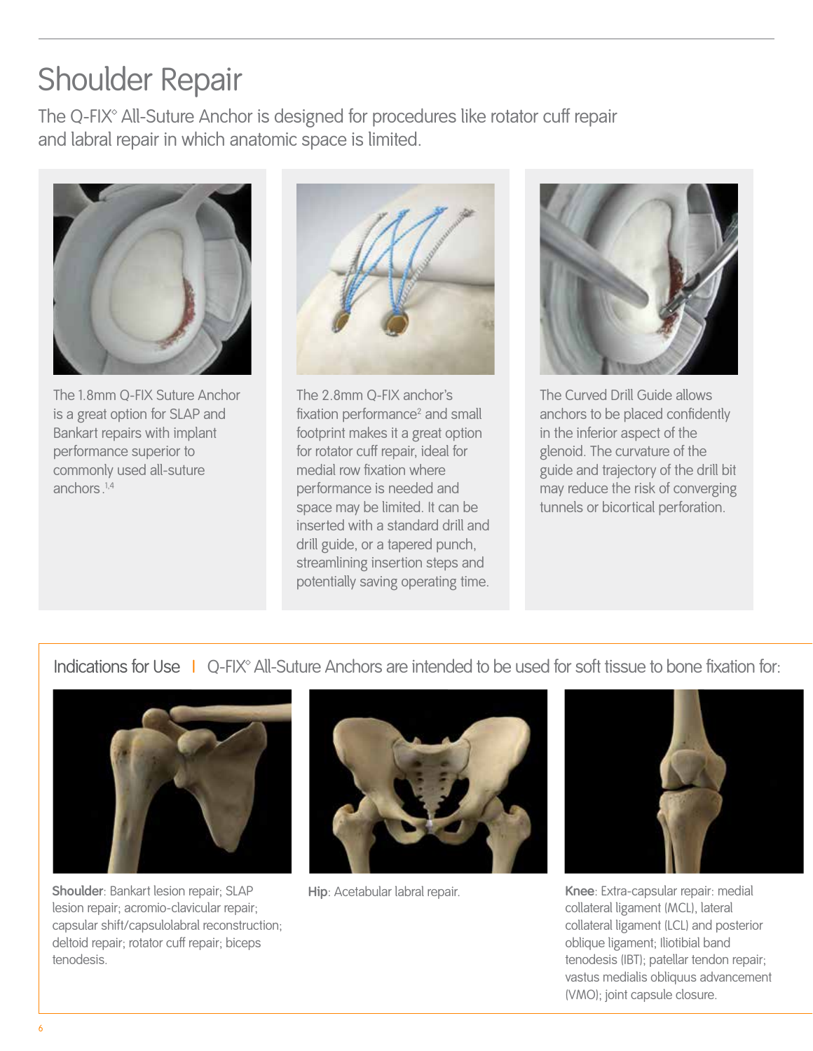# Shoulder Repair

The Q-FIX◊ All-Suture Anchor is designed for procedures like rotator cuff repair and labral repair in which anatomic space is limited.

The 1.8mm Q-FIX Suture Anchor is a great option for SLAP and Bankart repairs with implant performance superior to commonly used all-suture anchors.[1,4]

The 2.8mm Q-FIX anchor's fixation performance[2] and small footprint makes it a great option for rotator cuff repair, ideal for medial row fixation where performance is needed and space may be limited. It can be inserted with a standard drill and drill guide, or a tapered punch, streamlining insertion steps and potentially saving operating time.

The Curved Drill Guide allows anchors to be placed confidently in the inferior aspect of the glenoid. The curvature of the guide and trajectory of the drill bit may reduce the risk of converging tunnels or bicortical perforation.

## Indications for Use | Q-FIX◊ All-Suture Anchors are intended to be used for soft tissue to bone fixation for:

**Shoulder**: Bankart lesion repair; SLAP lesion repair; acromio-clavicular repair; capsular shift/capsulolabral reconstruction; deltoid repair; rotator cuff repair; biceps tenodesis.

**Hip**: Acetabular labral repair.

**Knee**: Extra-capsular repair: medial collateral ligament (MCL), lateral collateral ligament (LCL) and posterior oblique ligament; Iliotibial band tenodesis (IBT); patellar tendon repair; vastus medialis obliquus advancement (VMO); joint capsule closure.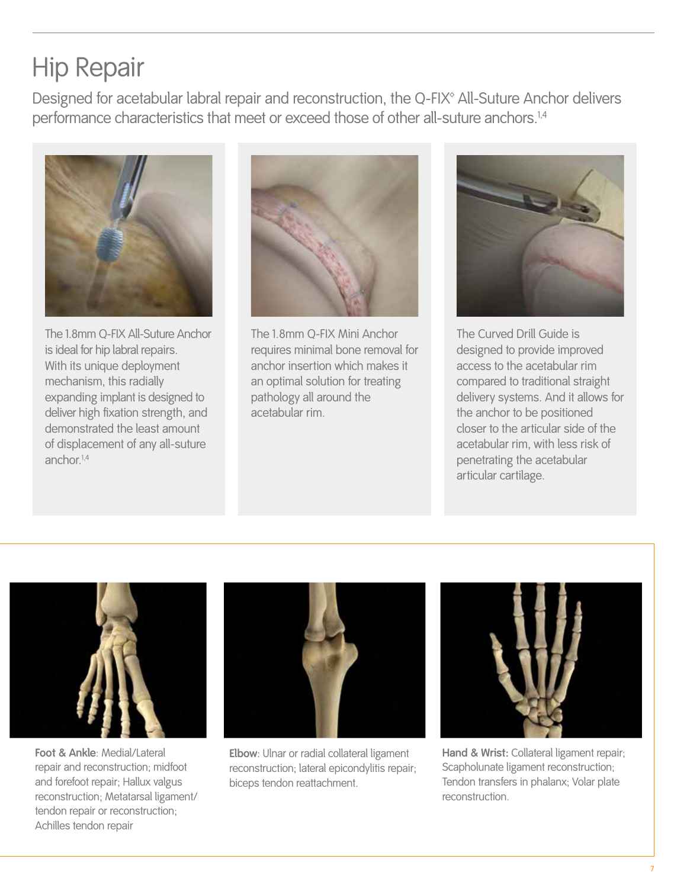# Hip Repair

Designed for acetabular labral repair and reconstruction, the Q-FIX◊ All-Suture Anchor delivers performance characteristics that meet or exceed those of other all-suture anchors.[1,4]

The 1.8mm Q-FIX All-Suture Anchor is ideal for hip labral repairs. With its unique deployment mechanism, this radially expanding implant is designed to deliver high fixation strength, and demonstrated the least amount of displacement of any all-suture anchor.[1,4]

The 1.8mm Q-FIX Mini Anchor requires minimal bone removal for anchor insertion which makes it an optimal solution for treating pathology all around the acetabular rim.

The Curved Drill Guide is designed to provide improved access to the acetabular rim compared to traditional straight delivery systems. And it allows for the anchor to be positioned closer to the articular side of the acetabular rim, with less risk of penetrating the acetabular articular cartilage.

**Foot & Ankle**: Medial/Lateral repair and reconstruction; midfoot and forefoot repair; Hallux valgus reconstruction; Metatarsal ligament/tendon repair or reconstruction; Achilles tendon repair

**Elbow**: Ulnar or radial collateral ligament reconstruction; lateral epicondylitis repair; biceps tendon reattachment.

**Hand & Wrist:** Collateral ligament repair; Scapholunate ligament reconstruction; Tendon transfers in phalanx; Volar plate reconstruction.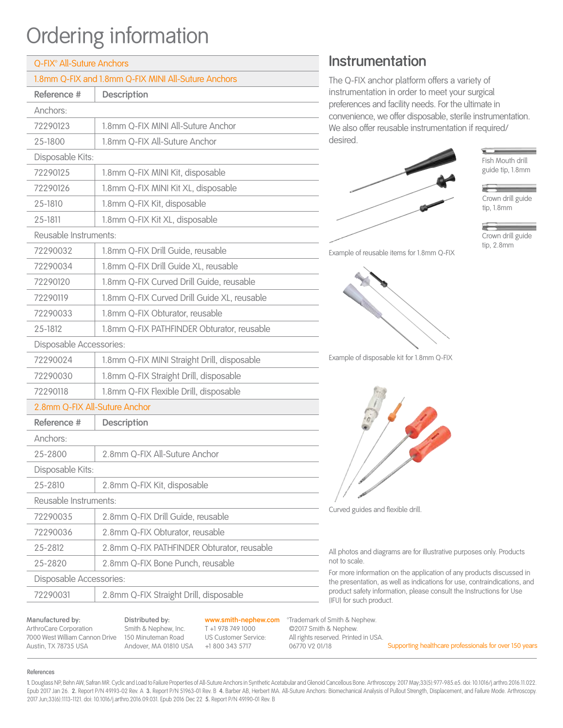# Ordering information

| Q-FIX° All-Suture Anchors | |
|---|---|
| **1.8mm Q-FIX and 1.8mm Q-FIX MINI All-Suture Anchors** | |
| **Reference #** | **Description** |
| Anchors: | |
| 72290123 | 1.8mm Q-FIX MINI All-Suture Anchor |
| 25-1800 | 1.8mm Q-FIX All-Suture Anchor |
| Disposable Kits: | |
| 72290125 | 1.8mm Q-FIX MINI Kit, disposable |
| 72290126 | 1.8mm Q-FIX MINI Kit XL, disposable |
| 25-1810 | 1.8mm Q-FIX Kit, disposable |
| 25-1811 | 1.8mm Q-FIX Kit XL, disposable |
| Reusable Instruments: | |
| 72290032 | 1.8mm Q-FIX Drill Guide, reusable |
| 72290034 | 1.8mm Q-FIX Drill Guide XL, reusable |
| 72290120 | 1.8mm Q-FIX Curved Drill Guide, reusable |
| 72290119 | 1.8mm Q-FIX Curved Drill Guide XL, reusable |
| 72290033 | 1.8mm Q-FIX Obturator, reusable |
| 25-1812 | 1.8mm Q-FIX PATHFINDER Obturator, reusable |
| Disposable Accessories: | |
| 72290024 | 1.8mm Q-FIX MINI Straight Drill, disposable |
| 72290030 | 1.8mm Q-FIX Straight Drill, disposable |
| 72290118 | 1.8mm Q-FIX Flexible Drill, disposable |
| **2.8mm Q-FIX All-Suture Anchor** | |
| **Reference #** | **Description** |
| Anchors: | |
| 25-2800 | 2.8mm Q-FIX All-Suture Anchor |
| Disposable Kits: | |
| 25-2810 | 2.8mm Q-FIX Kit, disposable |
| Reusable Instruments: | |
| 72290035 | 2.8mm Q-FIX Drill Guide, reusable |
| 72290036 | 2.8mm Q-FIX Obturator, reusable |
| 25-2812 | 2.8mm Q-FIX PATHFINDER Obturator, reusable |
| 25-2820 | 2.8mm Q-FIX Bone Punch, reusable |
| Disposable Accessories: | |
| 72290031 | 2.8mm Q-FIX Straight Drill, disposable |

## Instrumentation

The Q-FIX anchor platform offers a variety of instrumentation in order to meet your surgical preferences and facility needs. For the ultimate in convenience, we offer disposable, sterile instrumentation. We also offer reusable instrumentation if required/desired.

Fish Mouth drill guide tip, 1.8mm

Crown drill guide tip, 1.8mm

Crown drill guide tip, 2.8mm

Example of reusable items for 1.8mm Q-FIX

Example of disposable kit for 1.8mm Q-FIX

Curved guides and flexible drill.

All photos and diagrams are for illustrative purposes only. Products not to scale.

For more information on the application of any products discussed in the presentation, as well as indications for use, contraindications, and product safety information, please consult the Instructions for Use (IFU) for such product.

**Manufactured by:**
ArthroCare Corporation
7000 West William Cannon Drive
Austin, TX 78735 USA

**Distributed by:**
Smith & Nephew, Inc.
150 Minuteman Road
Andover, MA 01810 USA

www.smith-nephew.com
T +1 978 749 1000
US Customer Service:
+1 800 343 5717

°Trademark of Smith & Nephew.
©2017 Smith & Nephew.
All rights reserved. Printed in USA.
06770 V2 01/18

Supporting healthcare professionals for over 150 years

**References**

1. Douglass NP, Behn AW, Safran MR. Cyclic and Load to Failure Properties of All-Suture Anchors in Synthetic Acetabular and Glenoid Cancellous Bone. Arthroscopy. 2017 May;33(5):977-985.e5. doi: 10.1016/j.arthro.2016.11.022. Epub 2017 Jan 26. 2. Report P/N 49193-02 Rev. A 3. Report P/N 51963-01 Rev. B 4. Barber AB, Herbert MA. All-Suture Anchors: Biomechanical Analysis of Pullout Strength, Displacement, and Failure Mode. Arthroscopy. 2017 Jun;33(6):1113-1121. doi: 10.1016/j.arthro.2016.09.031. Epub 2016 Dec 22 5. Report P/N 49190-01 Rev. B